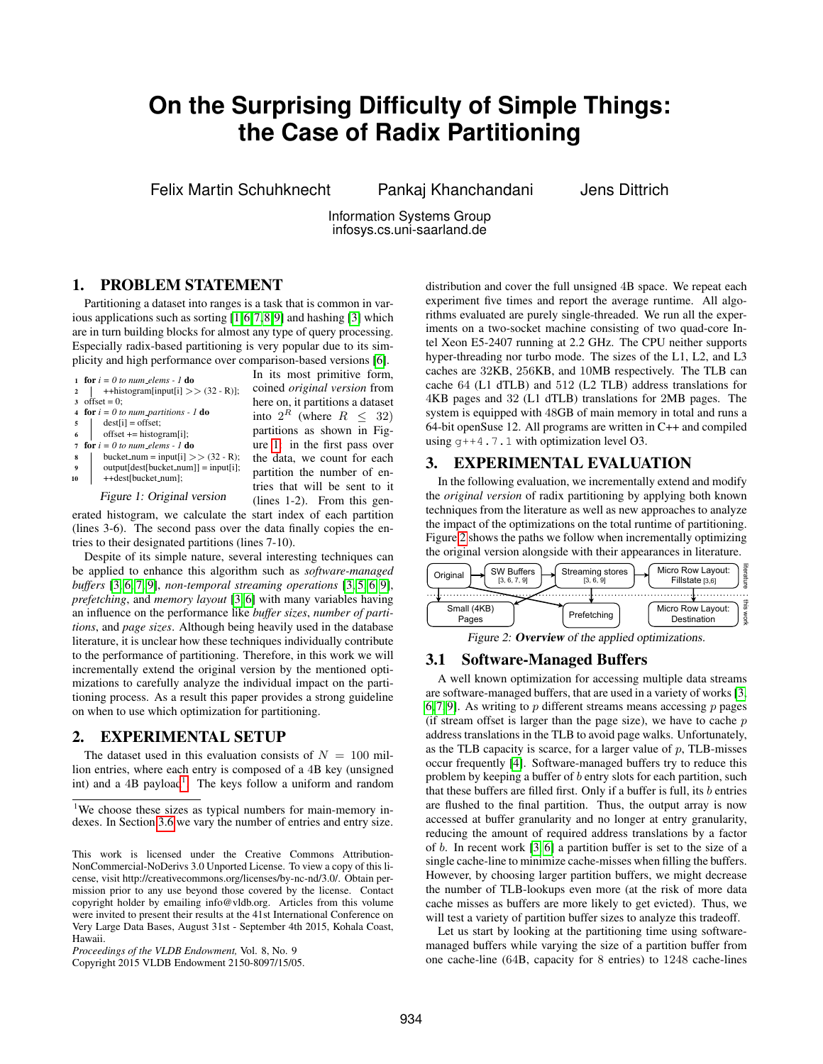# On the Surprising Difficulty of Simple Things: the Case of Radix Partitioning

Felix Martin Schuhknecht    Pankaj Khanchandani    Jens Dittrich

Information Systems Group
infosys.cs.uni-saarland.de

## 1. PROBLEM STATEMENT

Partitioning a dataset into ranges is a task that is common in various applications such as sorting [1, 6, 7, 8, 9] and hashing [3] which are in turn building blocks for almost any type of query processing. Especially radix-based partitioning is very popular due to its simplicity and high performance over comparison-based versions [6].

```
1  for i = 0 to num_elems - 1 do
2  |   ++histogram[input[i] >> (32 - R)];
3  offset = 0;
4  for i = 0 to num_partitions - 1 do
5  |   dest[i] = offset;
6  |   offset += histogram[i];
7  for i = 0 to num_elems - 1 do
8  |   bucket_num = input[i] >> (32 - R);
9  |   output[dest[bucket_num]] = input[i];
10 |   ++dest[bucket_num];
```

*Figure 1: Original version*

In its most primitive form, coined *original version* from here on, it partitions a dataset into $2^R$ (where $R \leq 32$) partitions as shown in Figure 1: in the first pass over the data, we count for each partition the number of entries that will be sent to it (lines 1-2). From this generated histogram, we calculate the start index of each partition (lines 3-6). The second pass over the data finally copies the entries to their designated partitions (lines 7-10).

Despite of its simple nature, several interesting techniques can be applied to enhance this algorithm such as *software-managed buffers* [3, 6, 7, 9], *non-temporal streaming operations* [3, 5, 6, 9], *prefetching*, and *memory layout* [3, 6] with many variables having an influence on the performance like *buffer sizes*, *number of partitions*, and *page sizes*. Although being heavily used in the database literature, it is unclear how these techniques individually contribute to the performance of partitioning. Therefore, in this work we will incrementally extend the original version by the mentioned optimizations to carefully analyze the individual impact on the partitioning process. As a result this paper provides a strong guideline on when to use which optimization for partitioning.

## 2. EXPERIMENTAL SETUP

The dataset used in this evaluation consists of $N = 100$ million entries, where each entry is composed of a 4B key (unsigned int) and a 4B payload[1]. The keys follow a uniform and random distribution and cover the full unsigned 4B space. We repeat each experiment five times and report the average runtime. All algorithms evaluated are purely single-threaded. We run all the experiments on a two-socket machine consisting of two quad-core Intel Xeon E5-2407 running at 2.2 GHz. The CPU neither supports hyper-threading nor turbo mode. The sizes of the L1, L2, and L3 caches are 32KB, 256KB, and 10MB respectively. The TLB can cache 64 (L1 dTLB) and 512 (L2 TLB) address translations for 4KB pages and 32 (L1 dTLB) translations for 2MB pages. The system is equipped with 48GB of main memory in total and runs a 64-bit openSuse 12. All programs are written in C++ and compiled using `g++4.7.1` with optimization level O3.

[1] We choose these sizes as typical numbers for main-memory indexes. In Section 3.6 we vary the number of entries and entry size.

This work is licensed under the Creative Commons Attribution-NonCommercial-NoDerivs 3.0 Unported License. To view a copy of this license, visit http://creativecommons.org/licenses/by-nc-nd/3.0/. Obtain permission prior to any use beyond those covered by the license. Contact copyright holder by emailing info@vldb.org. Articles from this volume were invited to present their results at the 41st International Conference on Very Large Data Bases, August 31st - September 4th 2015, Kohala Coast, Hawaii.
*Proceedings of the VLDB Endowment,* Vol. 8, No. 9
Copyright 2015 VLDB Endowment 2150-8097/15/05.

## 3. EXPERIMENTAL EVALUATION

In the following evaluation, we incrementally extend and modify the *original version* of radix partitioning by applying both known techniques from the literature as well as new approaches to analyze the impact of the optimizations on the total runtime of partitioning. Figure 2 shows the paths we follow when incrementally optimizing the original version alongside with their appearances in literature.

Original → SW Buffers [3, 6, 7, 9] → Streaming stores [3, 6, 9] → Micro Row Layout: Fillstate [3,6] (literature)

Small (4KB) Pages, Prefetching, Micro Row Layout: Destination (this work)

*Figure 2: **Overview** of the applied optimizations.*

### 3.1 Software-Managed Buffers

A well known optimization for accessing multiple data streams are software-managed buffers, that are used in a variety of works [3, 6, 7, 9]. As writing to $p$ different streams means accessing $p$ pages (if stream offset is larger than the page size), we have to cache $p$ address translations in the TLB to avoid page walks. Unfortunately, as the TLB capacity is scarce, for a larger value of $p$, TLB-misses occur frequently [4]. Software-managed buffers try to reduce this problem by keeping a buffer of $b$ entry slots for each partition, such that these buffers are filled first. Only if a buffer is full, its $b$ entries are flushed to the final partition. Thus, the output array is now accessed at buffer granularity and no longer at entry granularity, reducing the amount of required address translations by a factor of $b$. In recent work [3, 6] a partition buffer is set to the size of a single cache-line to minimize cache-misses when filling the buffers. However, by choosing larger partition buffers, we might decrease the number of TLB-lookups even more (at the risk of more data cache misses as buffers are more likely to get evicted). Thus, we will test a variety of partition buffer sizes to analyze this tradeoff.

Let us start by looking at the partitioning time using software-managed buffers while varying the size of a partition buffer from one cache-line (64B, capacity for 8 entries) to 1248 cache-lines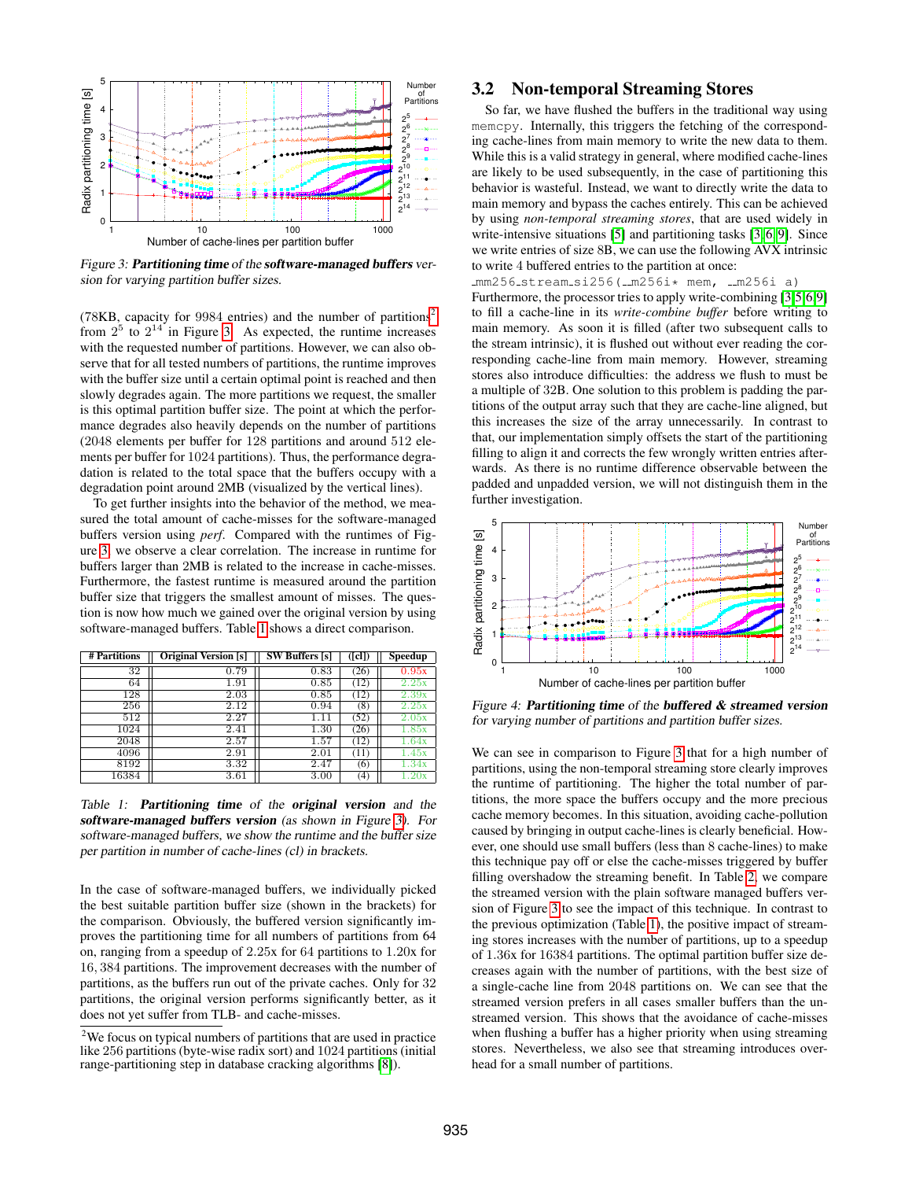Figure 3: ***Partitioning time*** of the ***software-managed buffers*** version for varying partition buffer sizes.

(78KB, capacity for 9984 entries) and the number of partitions[2] from $2^5$ to $2^{14}$ in Figure 3. As expected, the runtime increases with the requested number of partitions. However, we can also observe that for all tested numbers of partitions, the runtime improves with the buffer size until a certain optimal point is reached and then slowly degrades again. The more partitions we request, the smaller is this optimal partition buffer size. The point at which the performance degrades also heavily depends on the number of partitions (2048 elements per buffer for 128 partitions and around 512 elements per buffer for 1024 partitions). Thus, the performance degradation is related to the total space that the buffers occupy with a degradation point around 2MB (visualized by the vertical lines).

To get further insights into the behavior of the method, we measured the total amount of cache-misses for the software-managed buffers version using *perf*. Compared with the runtimes of Figure 3, we observe a clear correlation. The increase in runtime for buffers larger than 2MB is related to the increase in cache-misses. Furthermore, the fastest runtime is measured around the partition buffer size that triggers the smallest amount of misses. The question is now how much we gained over the original version by using software-managed buffers. Table 1 shows a direct comparison.

| # Partitions | Original Version [s] | SW Buffers [s] | ([cl]) | Speedup |
|---|---|---|---|---|
| 32 | 0.79 | 0.83 | (26) | 0.95x |
| 64 | 1.91 | 0.85 | (12) | 2.25x |
| 128 | 2.03 | 0.85 | (12) | 2.39x |
| 256 | 2.12 | 0.94 | (8) | 2.25x |
| 512 | 2.27 | 1.11 | (52) | 2.05x |
| 1024 | 2.41 | 1.30 | (26) | 1.85x |
| 2048 | 2.57 | 1.57 | (12) | 1.64x |
| 4096 | 2.91 | 2.01 | (11) | 1.45x |
| 8192 | 3.32 | 2.47 | (6) | 1.34x |
| 16384 | 3.61 | 3.00 | (4) | 1.20x |

Table 1: ***Partitioning time*** of the ***original version*** and the ***software-managed buffers version*** (as shown in Figure 3). For software-managed buffers, we show the runtime and the buffer size per partition in number of cache-lines (cl) in brackets.

In the case of software-managed buffers, we individually picked the best suitable partition buffer size (shown in the brackets) for the comparison. Obviously, the buffered version significantly improves the partitioning time for all numbers of partitions from 64 on, ranging from a speedup of 2.25x for 64 partitions to 1.20x for 16,384 partitions. The improvement decreases with the number of partitions, as the buffers run out of the private caches. Only for 32 partitions, the original version performs significantly better, as it does not yet suffer from TLB- and cache-misses.

[2] We focus on typical numbers of partitions that are used in practice like 256 partitions (byte-wise radix sort) and 1024 partitions (initial range-partitioning step in database cracking algorithms [8]).

## 3.2 Non-temporal Streaming Stores

So far, we have flushed the buffers in the traditional way using `memcpy`. Internally, this triggers the fetching of the corresponding cache-lines from main memory to write the new data to them. While this is a valid strategy in general, where modified cache-lines are likely to be used subsequently, in the case of partitioning this behavior is wasteful. Instead, we want to directly write the data to main memory and bypass the caches entirely. This can be achieved by using *non-temporal streaming stores*, that are used widely in write-intensive situations [5] and partitioning tasks [3, 6, 9]. Since we write entries of size 8B, we can use the following AVX intrinsic to write 4 buffered entries to the partition at once:

```
_mm256_stream_si256(__m256i* mem, __m256i a)
```

Furthermore, the processor tries to apply write-combining [3, 5, 6, 9] to fill a cache-line in its *write-combine buffer* before writing to main memory. As soon it is filled (after two subsequent calls to the stream intrinsic), it is flushed out without ever reading the corresponding cache-line from main memory. However, streaming stores also introduce difficulties: the address we flush to must be a multiple of 32B. One solution to this problem is padding the partitions of the output array such that they are cache-line aligned, but this increases the size of the array unnecessarily. In contrast to that, our implementation simply offsets the start of the partitioning filling to align it and corrects the few wrongly written entries afterwards. As there is no runtime difference observable between the padded and unpadded version, we will not distinguish them in the further investigation.

Figure 4: ***Partitioning time*** of the ***buffered & streamed version*** for varying number of partitions and partition buffer sizes.

We can see in comparison to Figure 3 that for a high number of partitions, using the non-temporal streaming store clearly improves the runtime of partitioning. The higher the total number of partitions, the more space the buffers occupy and the more precious cache memory becomes. In this situation, avoiding cache-pollution caused by bringing in output cache-lines is clearly beneficial. However, one should use small buffers (less than 8 cache-lines) to make this technique pay off or else the cache-misses triggered by buffer filling overshadow the streaming benefit. In Table 2, we compare the streamed version with the plain software managed buffers version of Figure 3 to see the impact of this technique. In contrast to the previous optimization (Table 1), the positive impact of streaming stores increases with the number of partitions, up to a speedup of 1.36x for 16384 partitions. The optimal partition buffer size decreases again with the number of partitions, with the best size of a single-cache line from 2048 partitions on. We can see that the streamed version prefers in all cases smaller buffers than the unstreamed version. This shows that the avoidance of cache-misses when flushing a buffer has a higher priority when using streaming stores. Nevertheless, we also see that streaming introduces overhead for a small number of partitions.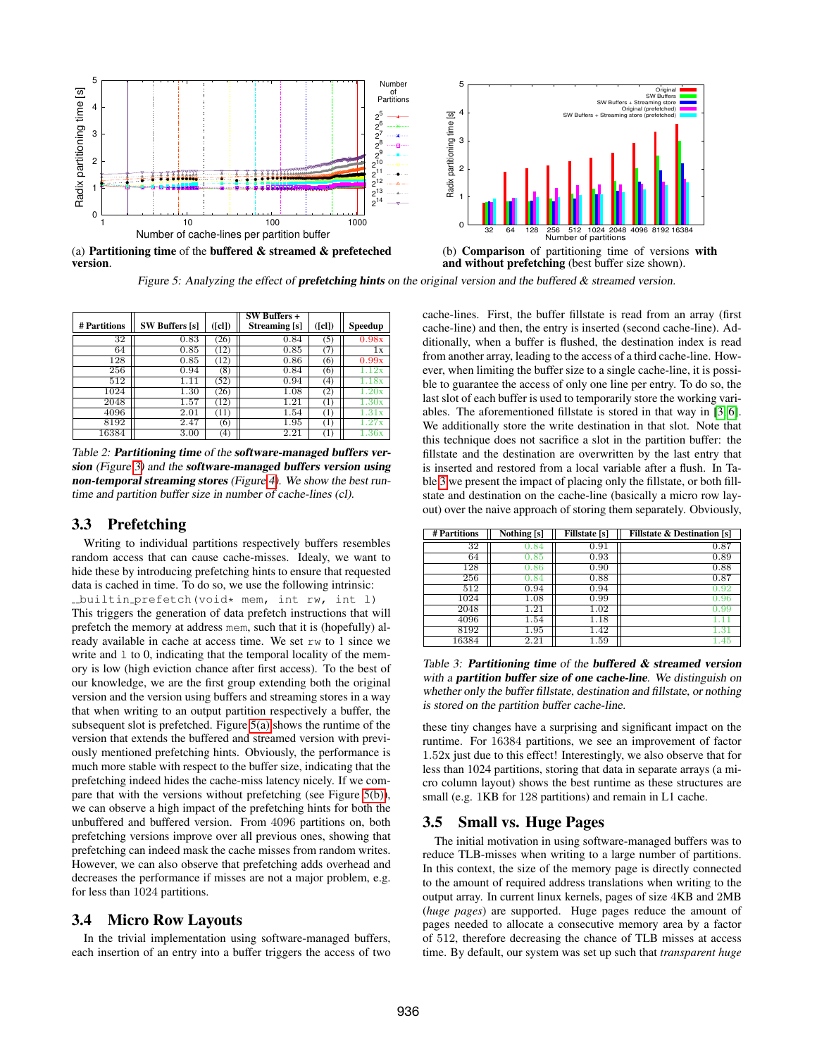(a) **Partitioning time** of the **buffered & streamed & prefeteched version**.

(b) **Comparison** of partitioning time of versions **with and without prefetching** (best buffer size shown).

*Figure 5: Analyzing the effect of **prefetching hints** on the original version and the buffered & streamed version.*

| # Partitions | SW Buffers [s] | ([cl]) | SW Buffers + Streaming [s] | ([cl]) | Speedup |
|---|---|---|---|---|---|
| 32 | 0.83 | (26) | 0.84 | (5) | 0.98x |
| 64 | 0.85 | (12) | 0.85 | (7) | 1x |
| 128 | 0.85 | (12) | 0.86 | (6) | 0.99x |
| 256 | 0.94 | (8) | 0.84 | (6) | 1.12x |
| 512 | 1.11 | (52) | 0.94 | (4) | 1.18x |
| 1024 | 1.30 | (26) | 1.08 | (2) | 1.20x |
| 2048 | 1.57 | (12) | 1.21 | (1) | 1.30x |
| 4096 | 2.01 | (11) | 1.54 | (1) | 1.31x |
| 8192 | 2.47 | (6) | 1.95 | (1) | 1.27x |
| 16384 | 3.00 | (4) | 2.21 | (1) | 1.36x |

*Table 2: **Partitioning time** of the **software-managed buffers version** (Figure 3) and the **software-managed buffers version using non-temporal streaming stores** (Figure 4). We show the best runtime and partition buffer size in number of cache-lines (cl).*

### 3.3 Prefetching

Writing to individual partitions respectively buffers resembles random access that can cause cache-misses. Idealy, we want to hide these by introducing prefetching hints to ensure that requested data is cached in time. To do so, we use the following intrinsic: `__builtin_prefetch(void* mem, int rw, int l)` This triggers the generation of data prefetch instructions that will prefetch the memory at address `mem`, such that it is (hopefully) already available in cache at access time. We set `rw` to 1 since we write and `l` to 0, indicating that the temporal locality of the memory is low (high eviction chance after first access). To the best of our knowledge, we are the first group extending both the original version and the version using buffers and streaming stores in a way that when writing to an output partition respectively a buffer, the subsequent slot is prefetched. Figure 5(a) shows the runtime of the version that extends the buffered and streamed version with previously mentioned prefetching hints. Obviously, the performance is much more stable with respect to the buffer size, indicating that the prefetching indeed hides the cache-miss latency nicely. If we compare that with the versions without prefetching (see Figure 5(b)), we can observe a high impact of the prefetching hints for both the unbuffered and buffered version. From 4096 partitions on, both prefetching versions improve over all previous ones, showing that prefetching can indeed mask the cache misses from random writes. However, we can also observe that prefetching adds overhead and decreases the performance if misses are not a major problem, e.g. for less than 1024 partitions.

### 3.4 Micro Row Layouts

In the trivial implementation using software-managed buffers, each insertion of an entry into a buffer triggers the access of two cache-lines. First, the buffer fillstate is read from an array (first cache-line) and then, the entry is inserted (second cache-line). Additionally, when a buffer is flushed, the destination index is read from another array, leading to the access of a third cache-line. However, when limiting the buffer size to a single cache-line, it is possible to guarantee the access of only one line per entry. To do so, the last slot of each buffer is used to temporarily store the working variables. The aforementioned fillstate is stored in that way in [3, 6]. We additionally store the write destination in that slot. Note that this technique does not sacrifice a slot in the partition buffer: the fillstate and the destination are overwritten by the last entry that is inserted and restored from a local variable after a flush. In Table 3 we present the impact of placing only the fillstate, or both fillstate and destination on the cache-line (basically a micro row layout) over the naive approach of storing them separately. Obviously,

| # Partitions | Nothing [s] | Fillstate [s] | Fillstate & Destination [s] |
|---|---|---|---|
| 32 | 0.84 | 0.91 | 0.87 |
| 64 | 0.85 | 0.93 | 0.89 |
| 128 | 0.86 | 0.90 | 0.88 |
| 256 | 0.84 | 0.88 | 0.87 |
| 512 | 0.94 | 0.94 | 0.92 |
| 1024 | 1.08 | 0.99 | 0.96 |
| 2048 | 1.21 | 1.02 | 0.99 |
| 4096 | 1.54 | 1.18 | 1.11 |
| 8192 | 1.95 | 1.42 | 1.31 |
| 16384 | 2.21 | 1.59 | 1.45 |

*Table 3: **Partitioning time** of the **buffered & streamed version** with a **partition buffer size of one cache-line**. We distinguish on whether only the buffer fillstate, destination and fillstate, or nothing is stored on the partition buffer cache-line.*

these tiny changes have a surprising and significant impact on the runtime. For 16384 partitions, we see an improvement of factor 1.52x just due to this effect! Interestingly, we also observe that for less than 1024 partitions, storing that data in separate arrays (a micro column layout) shows the best runtime as these structures are small (e.g. 1KB for 128 partitions) and remain in L1 cache.

### 3.5 Small vs. Huge Pages

The initial motivation in using software-managed buffers was to reduce TLB-misses when writing to a large number of partitions. In this context, the size of the memory page is directly connected to the amount of required address translations when writing to the output array. In current linux kernels, pages of size 4KB and 2MB (*huge pages*) are supported. Huge pages reduce the amount of pages needed to allocate a consecutive memory area by a factor of 512, therefore decreasing the chance of TLB misses at access time. By default, our system was set up such that *transparent huge*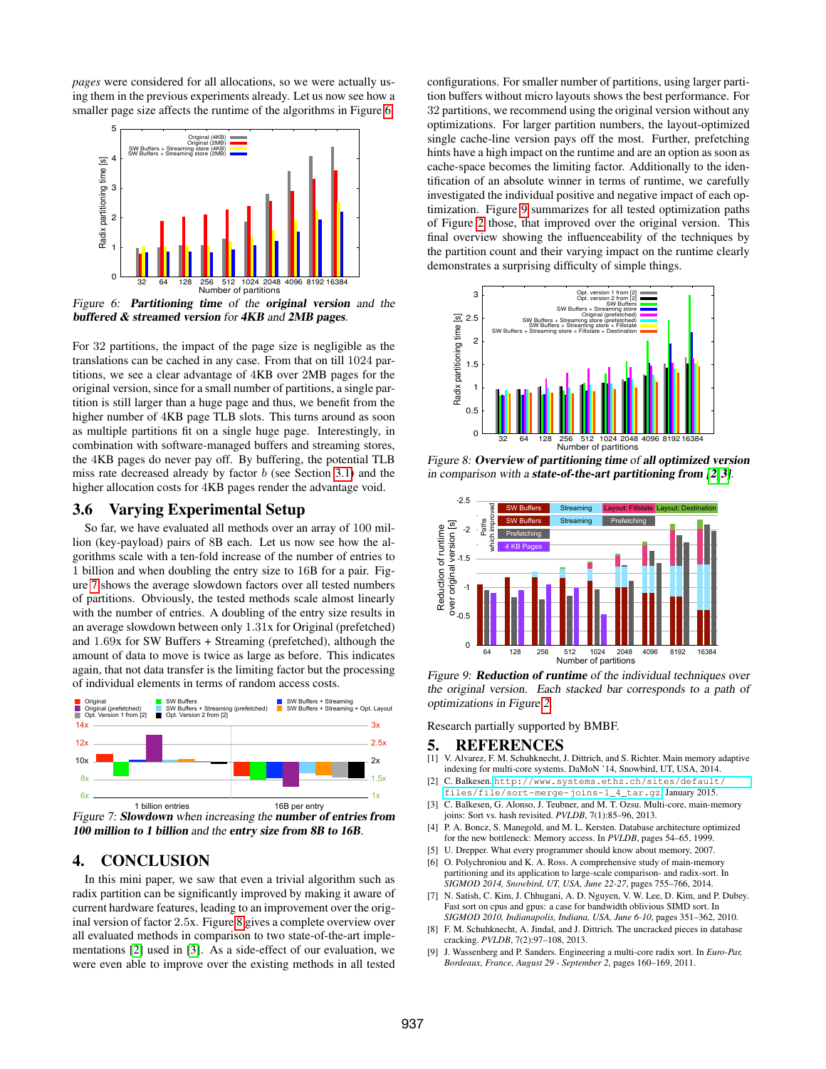*pages* were considered for all allocations, so we were actually using them in the previous experiments already. Let us now see how a smaller page size affects the runtime of the algorithms in Figure 6.

Original (4KB)
Original (2MB)
SW Buffers + Streaming store (4KB)
SW Buffers + Streaming store (2MB)

Radix partitioning time [s]

0
1
2
3
4
5

32 64 128 256 512 1024 2048 4096 8192 16384

Number of partitions

Figure 6: ***Partitioning time*** of the ***original version*** and the ***buffered & streamed version*** for ***4KB*** and ***2MB pages***.

For 32 partitions, the impact of the page size is negligible as the translations can be cached in any case. From that on till 1024 partitions, we see a clear advantage of 4KB over 2MB pages for the original version, since for a small number of partitions, a single partition is still larger than a huge page and thus, we benefit from the higher number of 4KB page TLB slots. This turns around as soon as multiple partitions fit on a single huge page. Interestingly, in combination with software-managed buffers and streaming stores, the 4KB pages do never pay off. By buffering, the potential TLB miss rate decreased already by factor $b$ (see Section 3.1) and the higher allocation costs for 4KB pages render the advantage void.

## 3.6 Varying Experimental Setup

So far, we have evaluated all methods over an array of 100 million (key-payload) pairs of 8B each. Let us now see how the algorithms scale with a ten-fold increase of the number of entries to 1 billion and when doubling the entry size to 16B for a pair. Figure 7 shows the average slowdown factors over all tested numbers of partitions. Obviously, the tested methods scale almost linearly with the number of entries. A doubling of the entry size results in an average slowdown between only 1.31x for Original (prefetched) and 1.69x for SW Buffers + Streaming (prefetched), although the amount of data to move is twice as large as before. This indicates again, that not data transfer is the limiting factor but the processing of individual elements in terms of random access costs.

Original
Original (prefetched)
Opt. Version 1 from [2]
SW Buffers
SW Buffers + Streaming (prefetched)
Opt. Version 2 from [2]
SW Buffers + Streaming
SW Buffers + Streaming + Opt. Layout

14x
12x
10x
8x
6x

3x
2.5x
2x
1.5x
1x

1 billion entries
16B per entry

Figure 7: ***Slowdown*** when increasing the ***number of entries from 100 million to 1 billion*** and the ***entry size from 8B to 16B***.

# 4. CONCLUSION

In this mini paper, we saw that even a trivial algorithm such as radix partition can be significantly improved by making it aware of current hardware features, leading to an improvement over the original version of factor 2.5x. Figure 8 gives a complete overview over all evaluated methods in comparison to two state-of-the-art implementations [2] used in [3]. As a side-effect of our evaluation, we were even able to improve over the existing methods in all tested configurations. For smaller number of partitions, using larger partition buffers without micro layouts shows the best performance. For 32 partitions, we recommend using the original version without any optimizations. For larger partition numbers, the layout-optimized single cache-line version pays off the most. Further, prefetching hints have a high impact on the runtime and are an option as soon as cache-space becomes the limiting factor. Additionally to the identification of an absolute winner in terms of runtime, we carefully investigated the individual positive and negative impact of each optimization. Figure 9 summarizes for all tested optimization paths of Figure 2 those, that improved over the original version. This final overview showing the influenceability of the techniques by the partition count and their varying impact on the runtime clearly demonstrates a surprising difficulty of simple things.

Opt. version 1 from [2]
Opt. version 2 from [2]
SW Buffers
SW Buffers + Streaming store
Original (prefetched)
SW Buffers + Streaming store (prefetched)
SW Buffers + Streaming store + Fillstate
SW Buffers + Streaming store + Fillstate + Destination

Radix partitioning time [s]

0
0.5
1
1.5
2
2.5
3

32 64 128 256 512 1024 2048 4096 8192 16384

Number of partitions

Figure 8: ***Overview of partitioning time*** of ***all optimized version*** in comparison with a ***state-of-the-art partitioning from [2, 3]***.

-2.5
-2
-1.5
-1
-0.5
0

Reduction of runtime over original version [s]

Paths which improved

SW Buffers | Streaming | Layout: Fillstate | Layout: Destination
SW Buffers | Streaming | Prefetching
Prefetching
4 KB Pages

64 128 256 512 1024 2048 4096 8192 16384

Number of partitions

Figure 9: ***Reduction of runtime*** of the individual techniques over the original version. Each stacked bar corresponds to a path of optimizations in Figure 2.

Research partially supported by BMBF.

# 5. REFERENCES

[1] V. Alvarez, F. M. Schuhknecht, J. Dittrich, and S. Richter. Main memory adaptive indexing for multi-core systems. DaMoN '14, Snowbird, UT, USA, 2014.

[2] C. Balkesen. http://www.systems.ethz.ch/sites/default/files/file/sort-merge-joins-1_4_tar.gz, January 2015.

[3] C. Balkesen, G. Alonso, J. Teubner, and M. T. Ozsu. Multi-core, main-memory joins: Sort vs. hash revisited. *PVLDB*, 7(1):85–96, 2013.

[4] P. A. Boncz, S. Manegold, and M. L. Kersten. Database architecture optimized for the new bottleneck: Memory access. In *PVLDB*, pages 54–65, 1999.

[5] U. Drepper. What every programmer should know about memory, 2007.

[6] O. Polychroniou and K. A. Ross. A comprehensive study of main-memory partitioning and its application to large-scale comparison- and radix-sort. In *SIGMOD 2014, Snowbird, UT, USA, June 22-27*, pages 755–766, 2014.

[7] N. Satish, C. Kim, J. Chhugani, A. D. Nguyen, V. W. Lee, D. Kim, and P. Dubey. Fast sort on cpus and gpus: a case for bandwidth oblivious SIMD sort. In *SIGMOD 2010, Indianapolis, Indiana, USA, June 6-10*, pages 351–362, 2010.

[8] F. M. Schuhknecht, A. Jindal, and J. Dittrich. The uncracked pieces in database cracking. *PVLDB*, 7(2):97–108, 2013.

[9] J. Wassenberg and P. Sanders. Engineering a multi-core radix sort. In *Euro-Par, Bordeaux, France, August 29 - September 2*, pages 160–169, 2011.